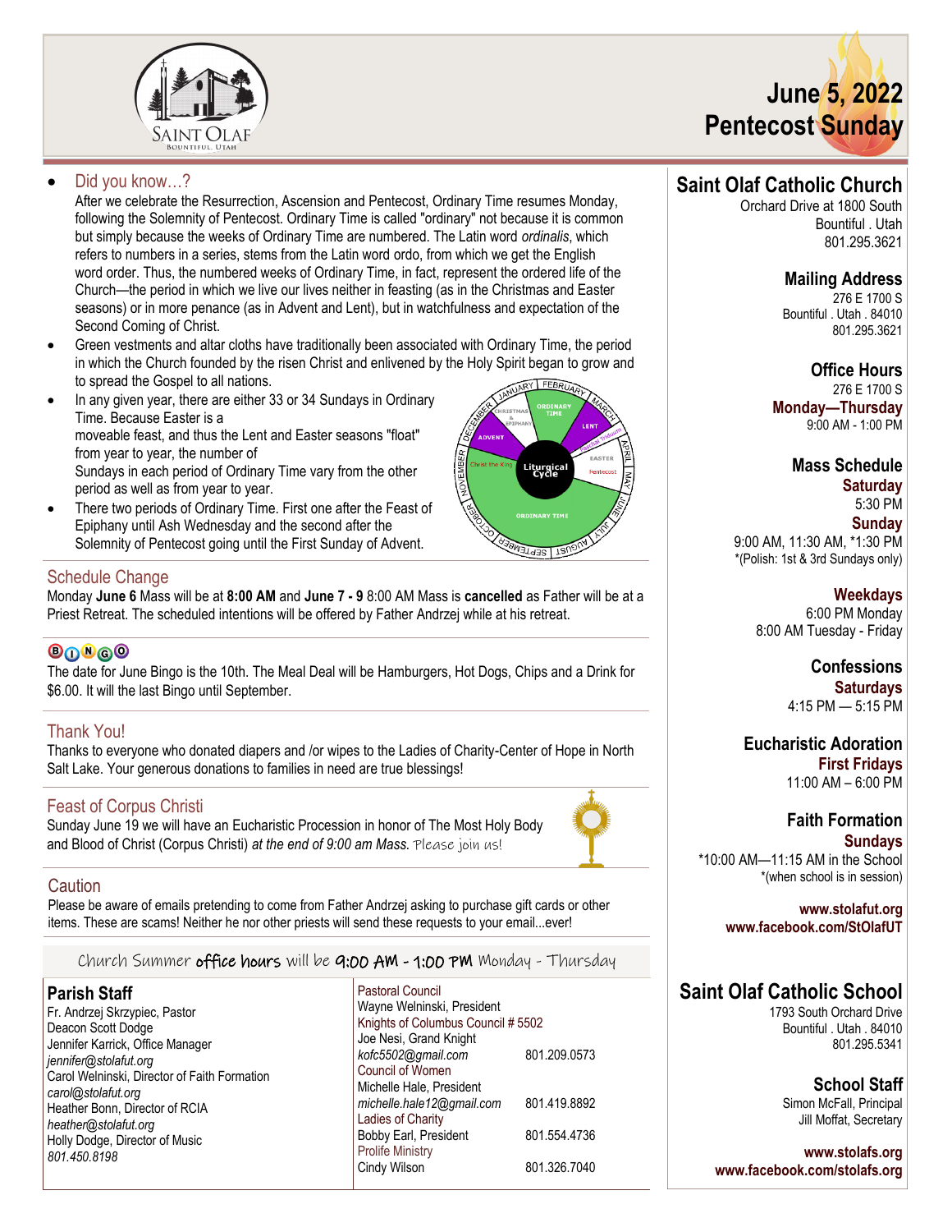# June 5, 2022
# Pentecost Sunday

- **Did you know…?**
  After we celebrate the Resurrection, Ascension and Pentecost, Ordinary Time resumes Monday, following the Solemnity of Pentecost. Ordinary Time is called "ordinary" not because it is common but simply because the weeks of Ordinary Time are numbered. The Latin word *ordinalis*, which refers to numbers in a series, stems from the Latin word ordo, from which we get the English word order. Thus, the numbered weeks of Ordinary Time, in fact, represent the ordered life of the Church—the period in which we live our lives neither in feasting (as in the Christmas and Easter seasons) or in more penance (as in Advent and Lent), but in watchfulness and expectation of the Second Coming of Christ.
- Green vestments and altar cloths have traditionally been associated with Ordinary Time, the period in which the Church founded by the risen Christ and enlivened by the Holy Spirit began to grow and to spread the Gospel to all nations.
- In any given year, there are either 33 or 34 Sundays in Ordinary Time. Because Easter is a moveable feast, and thus the Lent and Easter seasons "float" from year to year, the number of Sundays in each period of Ordinary Time vary from the other period as well as from year to year.
- There two periods of Ordinary Time. First one after the Feast of Epiphany until Ash Wednesday and the second after the Solemnity of Pentecost going until the First Sunday of Advent.

## Schedule Change
Monday **June 6** Mass will be at **8:00 AM** and **June 7 - 9** 8:00 AM Mass is **cancelled** as Father will be at a Priest Retreat. The scheduled intentions will be offered by Father Andrzej while at his retreat.

## BINGO
The date for June Bingo is the 10th. The Meal Deal will be Hamburgers, Hot Dogs, Chips and a Drink for $6.00. It will the last Bingo until September.

## Thank You!
Thanks to everyone who donated diapers and /or wipes to the Ladies of Charity-Center of Hope in North Salt Lake. Your generous donations to families in need are true blessings!

## Feast of Corpus Christi
Sunday June 19 we will have an Eucharistic Procession in honor of The Most Holy Body and Blood of Christ (Corpus Christi) *at the end of 9:00 am Mass.* Please join us!

## Caution
Please be aware of emails pretending to come from Father Andrzej asking to purchase gift cards or other items. These are scams! Neither he nor other priests will send these requests to your email...ever!

Church Summer **office hours** will be **9:00 AM - 1:00 PM** Monday - Thursday

## Parish Staff
Fr. Andrzej Skrzypiec, Pastor
Deacon Scott Dodge
Jennifer Karrick, Office Manager
*jennifer@stolafut.org*
Carol Welninski, Director of Faith Formation
*carol@stolafut.org*
Heather Bonn, Director of RCIA
*heather@stolafut.org*
Holly Dodge, Director of Music
*801.450.8198*

Pastoral Council
Wayne Welninski, President

Knights of Columbus Council # 5502
Joe Nesi, Grand Knight
*kofc5502@gmail.com* 801.209.0573

Council of Women
Michelle Hale, President
*michelle.hale12@gmail.com* 801.419.8892

Ladies of Charity
Bobby Earl, President 801.554.4736

Prolife Ministry
Cindy Wilson 801.326.7040

## Saint Olaf Catholic Church
Orchard Drive at 1800 South
Bountiful . Utah
801.295.3621

### Mailing Address
276 E 1700 S
Bountiful . Utah . 84010
801.295.3621

### Office Hours
276 E 1700 S
**Monday—Thursday**
9:00 AM - 1:00 PM

### Mass Schedule
**Saturday**
5:30 PM
**Sunday**
9:00 AM, 11:30 AM, *1:30 PM
*(Polish: 1st & 3rd Sundays only)

**Weekdays**
6:00 PM Monday
8:00 AM Tuesday - Friday

### Confessions
**Saturdays**
4:15 PM — 5:15 PM

### Eucharistic Adoration
**First Fridays**
11:00 AM – 6:00 PM

### Faith Formation
**Sundays**
*10:00 AM—11:15 AM in the School
*(when school is in session)

www.stolafut.org
www.facebook.com/StOlafUT

## Saint Olaf Catholic School
1793 South Orchard Drive
Bountiful . Utah . 84010
801.295.5341

### School Staff
Simon McFall, Principal
Jill Moffat, Secretary

www.stolafs.org
www.facebook.com/stolafs.org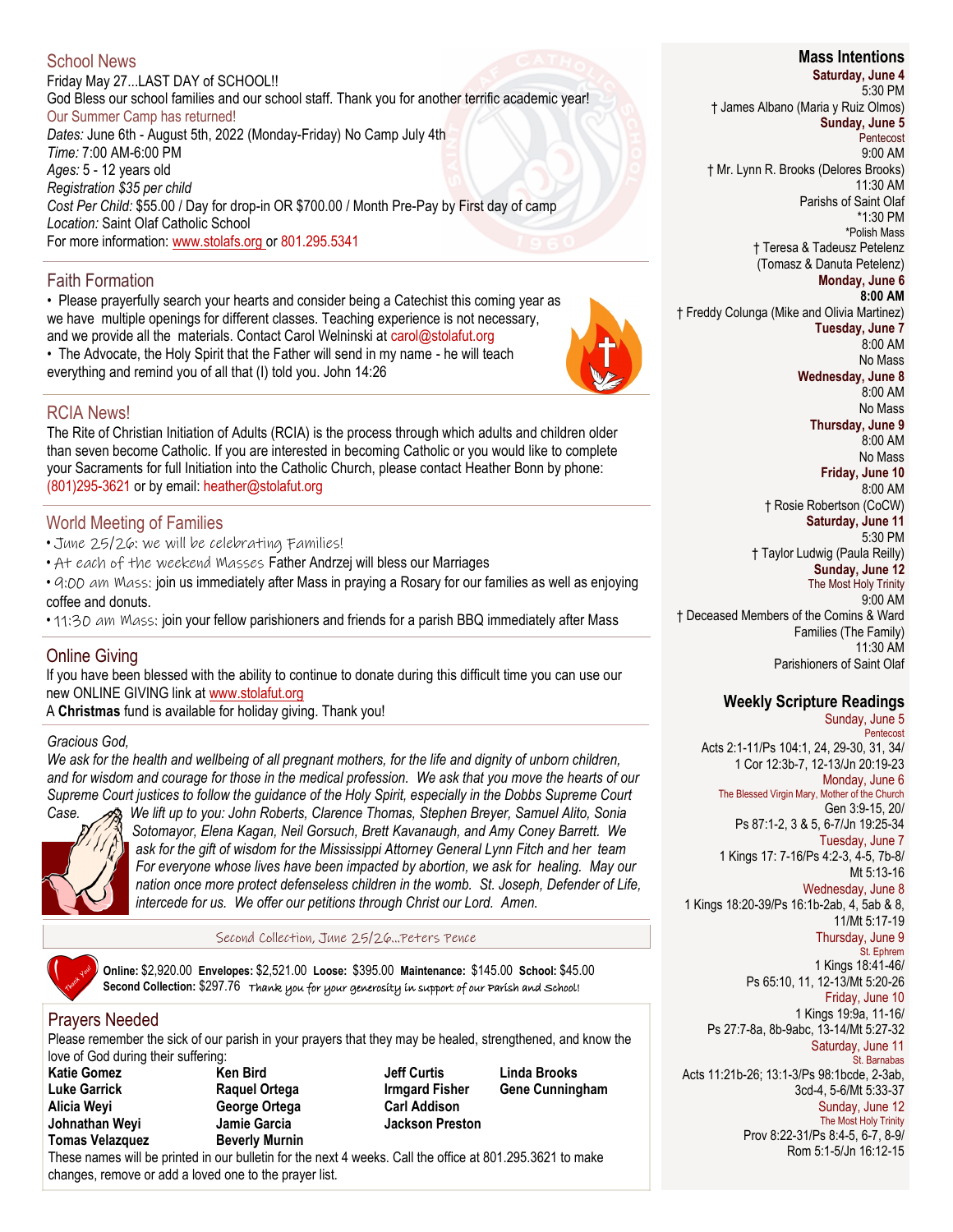## School News

Friday May 27...LAST DAY of SCHOOL!!

God Bless our school families and our school staff. Thank you for another terrific academic year!

Our Summer Camp has returned!

*Dates:* June 6th - August 5th, 2022 (Monday-Friday) No Camp July 4th
*Time:* 7:00 AM-6:00 PM
*Ages:* 5 - 12 years old
*Registration $35 per child*
*Cost Per Child:* $55.00 / Day for drop-in OR $700.00 / Month Pre-Pay by First day of camp
*Location:* Saint Olaf Catholic School
For more information: www.stolafs.org or 801.295.5341

## Faith Formation

- Please prayerfully search your hearts and consider being a Catechist this coming year as we have multiple openings for different classes. Teaching experience is not necessary, and we provide all the materials. Contact Carol Welninski at carol@stolafut.org
- The Advocate, the Holy Spirit that the Father will send in my name - he will teach everything and remind you of all that (I) told you. John 14:26

## RCIA News!

The Rite of Christian Initiation of Adults (RCIA) is the process through which adults and children older than seven become Catholic. If you are interested in becoming Catholic or you would like to complete your Sacraments for full Initiation into the Catholic Church, please contact Heather Bonn by phone: (801)295-3621 or by email: heather@stolafut.org

## World Meeting of Families

- June 25/26: we will be celebrating Families!
- At each of the weekend Masses Father Andrzej will bless our Marriages
- 9:00 am Mass: join us immediately after Mass in praying a Rosary for our families as well as enjoying coffee and donuts.
- 11:30 am Mass: join your fellow parishioners and friends for a parish BBQ immediately after Mass

## Online Giving

If you have been blessed with the ability to continue to donate during this difficult time you can use our new ONLINE GIVING link at www.stolafut.org

A **Christmas** fund is available for holiday giving. Thank you!

*Gracious God,*

*We ask for the health and wellbeing of all pregnant mothers, for the life and dignity of unborn children, and for wisdom and courage for those in the medical profession. We ask that you move the hearts of our Supreme Court justices to follow the guidance of the Holy Spirit, especially in the Dobbs Supreme Court Case. We lift up to you: John Roberts, Clarence Thomas, Stephen Breyer, Samuel Alito, Sonia Sotomayor, Elena Kagan, Neil Gorsuch, Brett Kavanaugh, and Amy Coney Barrett. We ask for the gift of wisdom for the Mississippi Attorney General Lynn Fitch and her team For everyone whose lives have been impacted by abortion, we ask for healing. May our nation once more protect defenseless children in the womb. St. Joseph, Defender of Life, intercede for us. We offer our petitions through Christ our Lord. Amen.*

Second Collection, June 25/26...Peters Pence

**Online:** $2,920.00 **Envelopes:** $2,521.00 **Loose:** $395.00 **Maintenance:** $145.00 **School:** $45.00
**Second Collection:** $297.76 Thank you for your generosity in support of our Parish and School!

## Prayers Needed

Please remember the sick of our parish in your prayers that they may be healed, strengthened, and know the love of God during their suffering:

| | | | |
|---|---|---|---|
| **Katie Gomez** | **Ken Bird** | **Jeff Curtis** | **Linda Brooks** |
| **Luke Garrick** | **Raquel Ortega** | **Irmgard Fisher** | **Gene Cunningham** |
| **Alicia Weyi** | **George Ortega** | **Carl Addison** | |
| **Johnathan Weyi** | **Jamie Garcia** | **Jackson Preston** | |
| **Tomas Velazquez** | **Beverly Murnin** | | |

These names will be printed in our bulletin for the next 4 weeks. Call the office at 801.295.3621 to make changes, remove or add a loved one to the prayer list.

## Mass Intentions

**Saturday, June 4**
5:30 PM
† James Albano (Maria y Ruiz Olmos)

**Sunday, June 5**
Pentecost
9:00 AM
† Mr. Lynn R. Brooks (Delores Brooks)
11:30 AM
Parishs of Saint Olaf
*1:30 PM
*Polish Mass
† Teresa & Tadeusz Petelenz (Tomasz & Danuta Petelenz)

**Monday, June 6**
**8:00 AM**
† Freddy Colunga (Mike and Olivia Martinez)

**Tuesday, June 7**
8:00 AM
No Mass

**Wednesday, June 8**
8:00 AM
No Mass

**Thursday, June 9**
8:00 AM
No Mass

**Friday, June 10**
8:00 AM
† Rosie Robertson (CoCW)

**Saturday, June 11**
5:30 PM
† Taylor Ludwig (Paula Reilly)

**Sunday, June 12**
The Most Holy Trinity
9:00 AM
† Deceased Members of the Comins & Ward Families (The Family)
11:30 AM
Parishioners of Saint Olaf

## Weekly Scripture Readings

Sunday, June 5
Pentecost
Acts 2:1-11/Ps 104:1, 24, 29-30, 31, 34/ 1 Cor 12:3b-7, 12-13/Jn 20:19-23

Monday, June 6
The Blessed Virgin Mary, Mother of the Church
Gen 3:9-15, 20/ Ps 87:1-2, 3 & 5, 6-7/Jn 19:25-34

Tuesday, June 7
1 Kings 17: 7-16/Ps 4:2-3, 4-5, 7b-8/ Mt 5:13-16

Wednesday, June 8
1 Kings 18:20-39/Ps 16:1b-2ab, 4, 5ab & 8, 11/Mt 5:17-19

Thursday, June 9
St. Ephrem
1 Kings 18:41-46/ Ps 65:10, 11, 12-13/Mt 5:20-26

Friday, June 10
1 Kings 19:9a, 11-16/ Ps 27:7-8a, 8b-9abc, 13-14/Mt 5:27-32

Saturday, June 11
St. Barnabas
Acts 11:21b-26; 13:1-3/Ps 98:1bcde, 2-3ab, 3cd-4, 5-6/Mt 5:33-37

Sunday, June 12
The Most Holy Trinity
Prov 8:22-31/Ps 8:4-5, 6-7, 8-9/ Rom 5:1-5/Jn 16:12-15